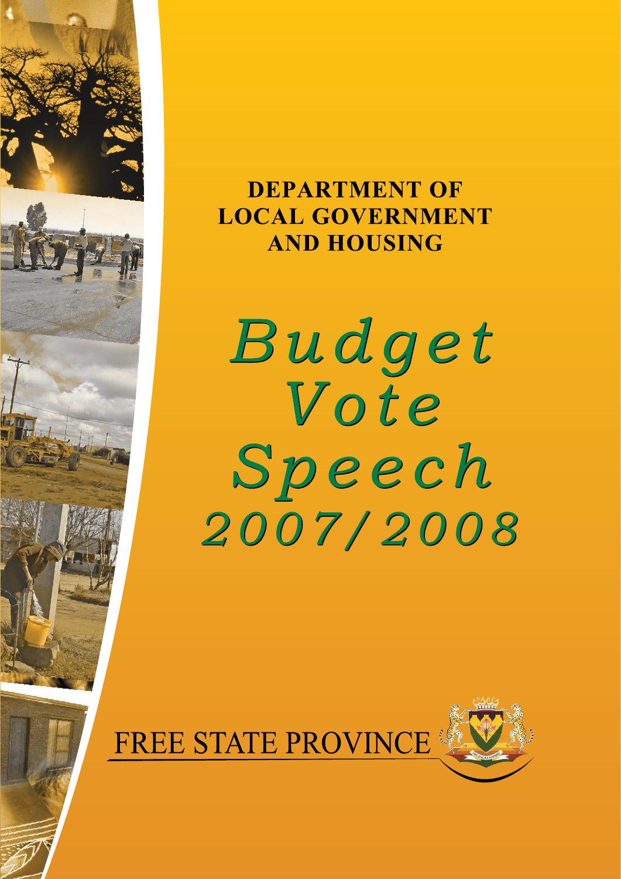# DEPARTMENT OF LOCAL GOVERNMENT AND HOUSING

# *Budget Vote Speech 2007/2008*

FREE STATE PROVINCE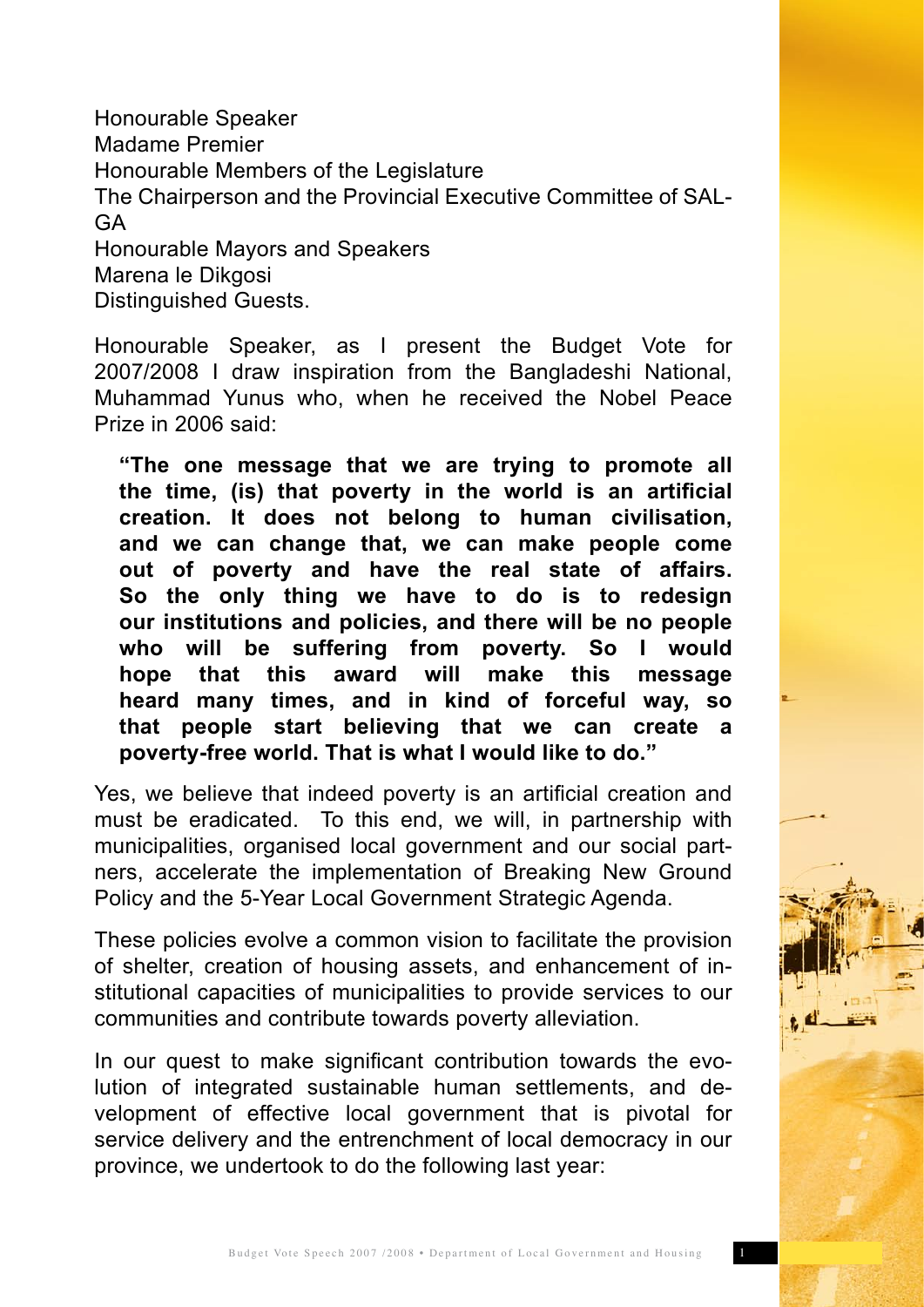Honourable Speaker
Madame Premier
Honourable Members of the Legislature
The Chairperson and the Provincial Executive Committee of SALGA
Honourable Mayors and Speakers
Marena le Dikgosi
Distinguished Guests.

Honourable Speaker, as I present the Budget Vote for 2007/2008 I draw inspiration from the Bangladeshi National, Muhammad Yunus who, when he received the Nobel Peace Prize in 2006 said:

> **"The one message that we are trying to promote all the time, (is) that poverty in the world is an artificial creation. It does not belong to human civilisation, and we can change that, we can make people come out of poverty and have the real state of affairs. So the only thing we have to do is to redesign our institutions and policies, and there will be no people who will be suffering from poverty. So I would hope that this award will make this message heard many times, and in kind of forceful way, so that people start believing that we can create a poverty-free world. That is what I would like to do."**

Yes, we believe that indeed poverty is an artificial creation and must be eradicated. To this end, we will, in partnership with municipalities, organised local government and our social partners, accelerate the implementation of Breaking New Ground Policy and the 5-Year Local Government Strategic Agenda.

These policies evolve a common vision to facilitate the provision of shelter, creation of housing assets, and enhancement of institutional capacities of municipalities to provide services to our communities and contribute towards poverty alleviation.

In our quest to make significant contribution towards the evolution of integrated sustainable human settlements, and development of effective local government that is pivotal for service delivery and the entrenchment of local democracy in our province, we undertook to do the following last year: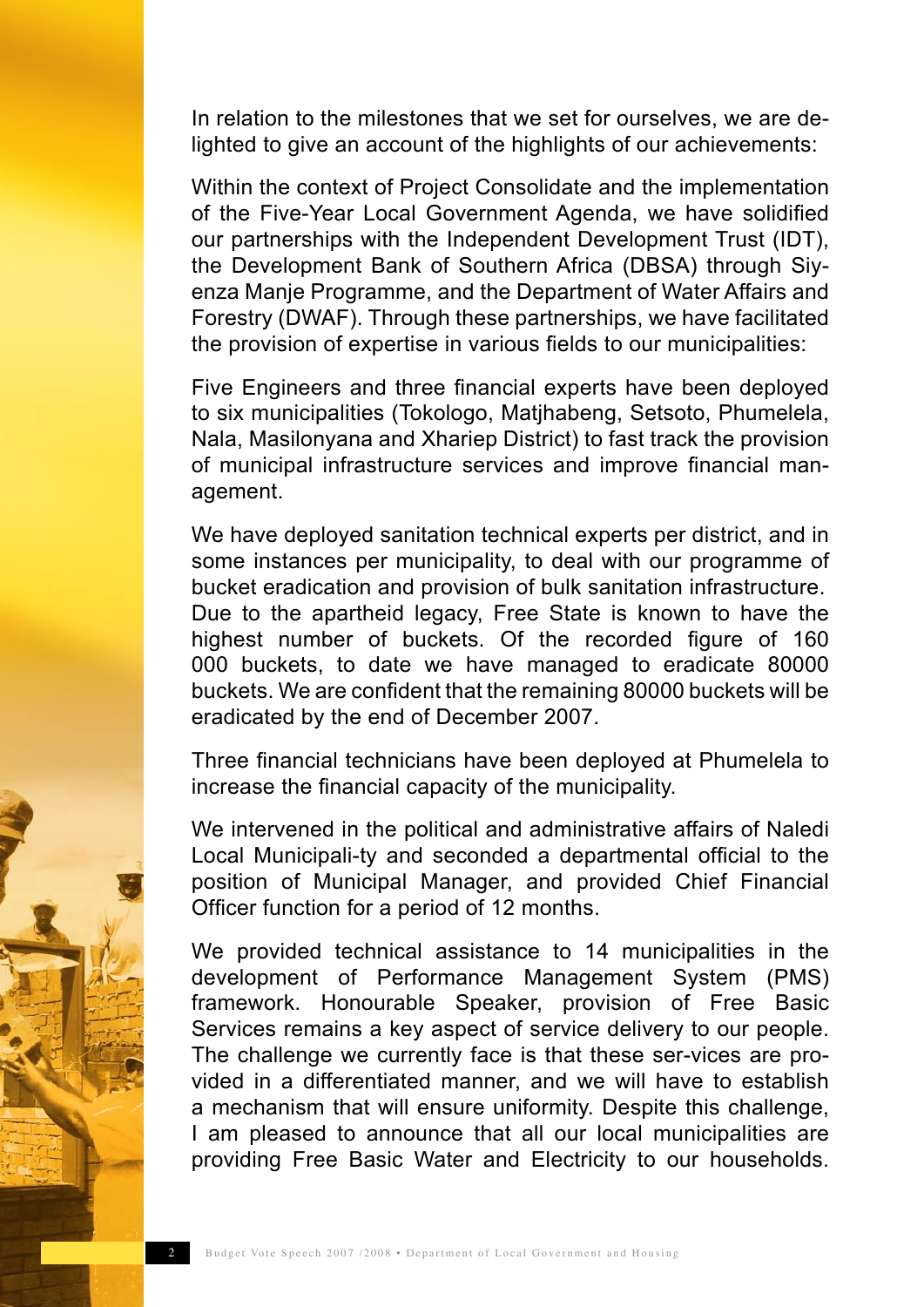In relation to the milestones that we set for ourselves, we are delighted to give an account of the highlights of our achievements:

Within the context of Project Consolidate and the implementation of the Five-Year Local Government Agenda, we have solidified our partnerships with the Independent Development Trust (IDT), the Development Bank of Southern Africa (DBSA) through Siyenza Manje Programme, and the Department of Water Affairs and Forestry (DWAF). Through these partnerships, we have facilitated the provision of expertise in various fields to our municipalities:

Five Engineers and three financial experts have been deployed to six municipalities (Tokologo, Matjhabeng, Setsoto, Phumelela, Nala, Masilonyana and Xhariep District) to fast track the provision of municipal infrastructure services and improve financial management.

We have deployed sanitation technical experts per district, and in some instances per municipality, to deal with our programme of bucket eradication and provision of bulk sanitation infrastructure. Due to the apartheid legacy, Free State is known to have the highest number of buckets. Of the recorded figure of 160 000 buckets, to date we have managed to eradicate 80000 buckets. We are confident that the remaining 80000 buckets will be eradicated by the end of December 2007.

Three financial technicians have been deployed at Phumelela to increase the financial capacity of the municipality.

We intervened in the political and administrative affairs of Naledi Local Municipali-ty and seconded a departmental official to the position of Municipal Manager, and provided Chief Financial Officer function for a period of 12 months.

We provided technical assistance to 14 municipalities in the development of Performance Management System (PMS) framework. Honourable Speaker, provision of Free Basic Services remains a key aspect of service delivery to our people. The challenge we currently face is that these ser-vices are provided in a differentiated manner, and we will have to establish a mechanism that will ensure uniformity. Despite this challenge, I am pleased to announce that all our local municipalities are providing Free Basic Water and Electricity to our households.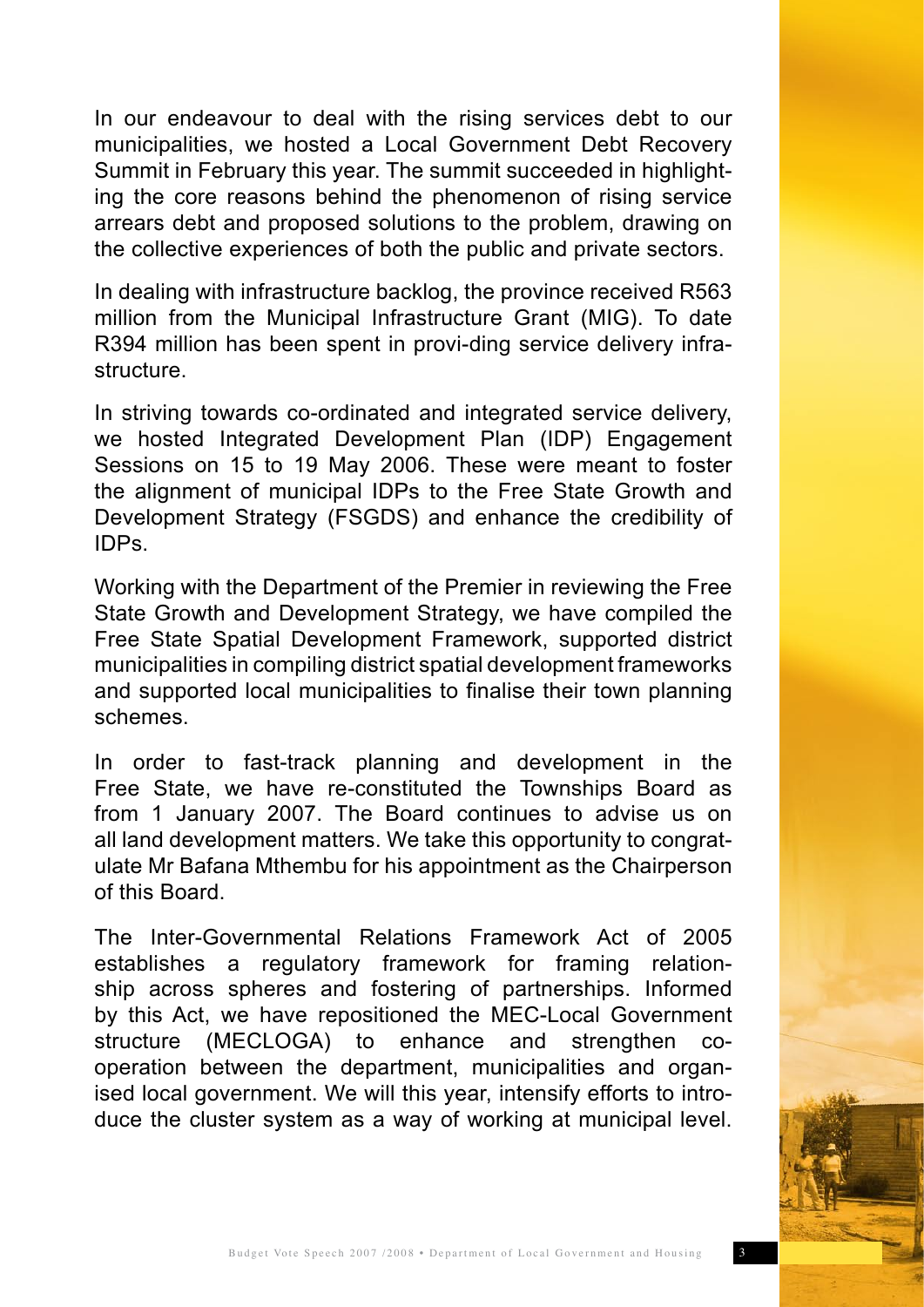In our endeavour to deal with the rising services debt to our municipalities, we hosted a Local Government Debt Recovery Summit in February this year. The summit succeeded in highlighting the core reasons behind the phenomenon of rising service arrears debt and proposed solutions to the problem, drawing on the collective experiences of both the public and private sectors.

In dealing with infrastructure backlog, the province received R563 million from the Municipal Infrastructure Grant (MIG). To date R394 million has been spent in provi-ding service delivery infrastructure.

In striving towards co-ordinated and integrated service delivery, we hosted Integrated Development Plan (IDP) Engagement Sessions on 15 to 19 May 2006. These were meant to foster the alignment of municipal IDPs to the Free State Growth and Development Strategy (FSGDS) and enhance the credibility of IDPs.

Working with the Department of the Premier in reviewing the Free State Growth and Development Strategy, we have compiled the Free State Spatial Development Framework, supported district municipalities in compiling district spatial development frameworks and supported local municipalities to finalise their town planning schemes.

In order to fast-track planning and development in the Free State, we have re-constituted the Townships Board as from 1 January 2007. The Board continues to advise us on all land development matters. We take this opportunity to congratulate Mr Bafana Mthembu for his appointment as the Chairperson of this Board.

The Inter-Governmental Relations Framework Act of 2005 establishes a regulatory framework for framing relationship across spheres and fostering of partnerships. Informed by this Act, we have repositioned the MEC-Local Government structure (MECLOGA) to enhance and strengthen co-operation between the department, municipalities and organised local government. We will this year, intensify efforts to introduce the cluster system as a way of working at municipal level.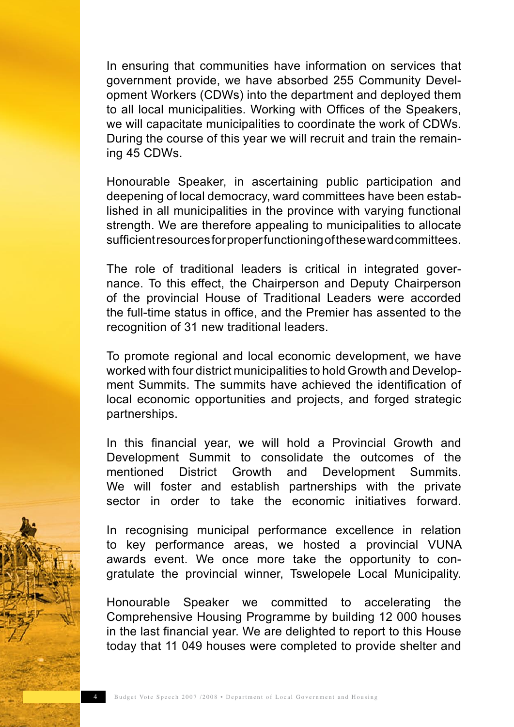In ensuring that communities have information on services that government provide, we have absorbed 255 Community Development Workers (CDWs) into the department and deployed them to all local municipalities. Working with Offices of the Speakers, we will capacitate municipalities to coordinate the work of CDWs. During the course of this year we will recruit and train the remaining 45 CDWs.

Honourable Speaker, in ascertaining public participation and deepening of local democracy, ward committees have been established in all municipalities in the province with varying functional strength. We are therefore appealing to municipalities to allocate sufficient resources for proper functioning of these ward committees.

The role of traditional leaders is critical in integrated governance. To this effect, the Chairperson and Deputy Chairperson of the provincial House of Traditional Leaders were accorded the full-time status in office, and the Premier has assented to the recognition of 31 new traditional leaders.

To promote regional and local economic development, we have worked with four district municipalities to hold Growth and Development Summits. The summits have achieved the identification of local economic opportunities and projects, and forged strategic partnerships.

In this financial year, we will hold a Provincial Growth and Development Summit to consolidate the outcomes of the mentioned District Growth and Development Summits. We will foster and establish partnerships with the private sector in order to take the economic initiatives forward.

In recognising municipal performance excellence in relation to key performance areas, we hosted a provincial VUNA awards event. We once more take the opportunity to congratulate the provincial winner, Tswelopele Local Municipality.

Honourable Speaker we committed to accelerating the Comprehensive Housing Programme by building 12 000 houses in the last financial year. We are delighted to report to this House today that 11 049 houses were completed to provide shelter and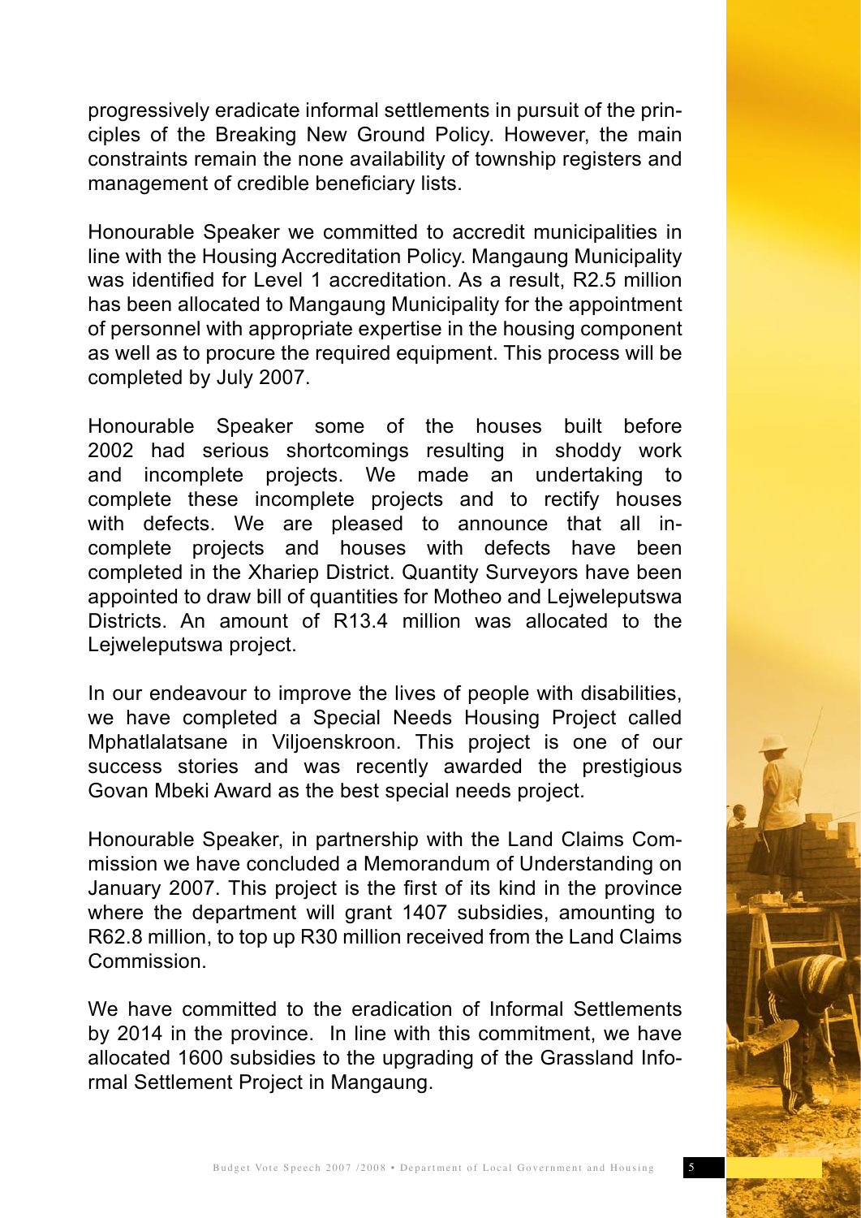progressively eradicate informal settlements in pursuit of the principles of the Breaking New Ground Policy. However, the main constraints remain the none availability of township registers and management of credible beneficiary lists.

Honourable Speaker we committed to accredit municipalities in line with the Housing Accreditation Policy. Mangaung Municipality was identified for Level 1 accreditation. As a result, R2.5 million has been allocated to Mangaung Municipality for the appointment of personnel with appropriate expertise in the housing component as well as to procure the required equipment. This process will be completed by July 2007.

Honourable Speaker some of the houses built before 2002 had serious shortcomings resulting in shoddy work and incomplete projects. We made an undertaking to complete these incomplete projects and to rectify houses with defects. We are pleased to announce that all incomplete projects and houses with defects have been completed in the Xhariep District. Quantity Surveyors have been appointed to draw bill of quantities for Motheo and Lejweleputswa Districts. An amount of R13.4 million was allocated to the Lejweleputswa project.

In our endeavour to improve the lives of people with disabilities, we have completed a Special Needs Housing Project called Mphatlalatsane in Viljoenskroon. This project is one of our success stories and was recently awarded the prestigious Govan Mbeki Award as the best special needs project.

Honourable Speaker, in partnership with the Land Claims Commission we have concluded a Memorandum of Understanding on January 2007. This project is the first of its kind in the province where the department will grant 1407 subsidies, amounting to R62.8 million, to top up R30 million received from the Land Claims Commission.

We have committed to the eradication of Informal Settlements by 2014 in the province. In line with this commitment, we have allocated 1600 subsidies to the upgrading of the Grassland Informal Settlement Project in Mangaung.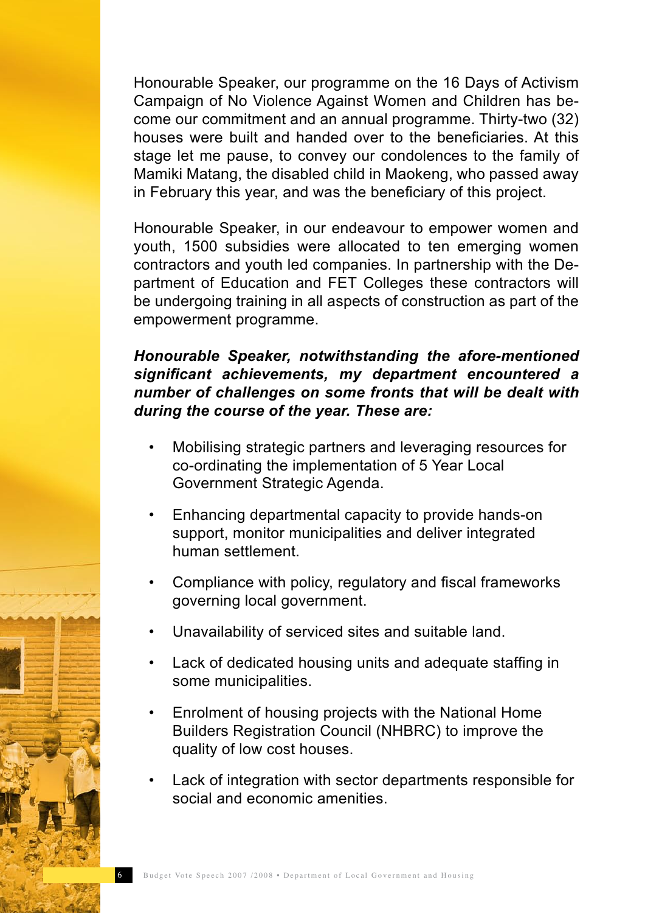Honourable Speaker, our programme on the 16 Days of Activism Campaign of No Violence Against Women and Children has become our commitment and an annual programme. Thirty-two (32) houses were built and handed over to the beneficiaries. At this stage let me pause, to convey our condolences to the family of Mamiki Matang, the disabled child in Maokeng, who passed away in February this year, and was the beneficiary of this project.

Honourable Speaker, in our endeavour to empower women and youth, 1500 subsidies were allocated to ten emerging women contractors and youth led companies. In partnership with the Department of Education and FET Colleges these contractors will be undergoing training in all aspects of construction as part of the empowerment programme.

***Honourable Speaker, notwithstanding the afore-mentioned significant achievements, my department encountered a number of challenges on some fronts that will be dealt with during the course of the year. These are:***

- Mobilising strategic partners and leveraging resources for co-ordinating the implementation of 5 Year Local Government Strategic Agenda.
- Enhancing departmental capacity to provide hands-on support, monitor municipalities and deliver integrated human settlement.
- Compliance with policy, regulatory and fiscal frameworks governing local government.
- Unavailability of serviced sites and suitable land.
- Lack of dedicated housing units and adequate staffing in some municipalities.
- Enrolment of housing projects with the National Home Builders Registration Council (NHBRC) to improve the quality of low cost houses.
- Lack of integration with sector departments responsible for social and economic amenities.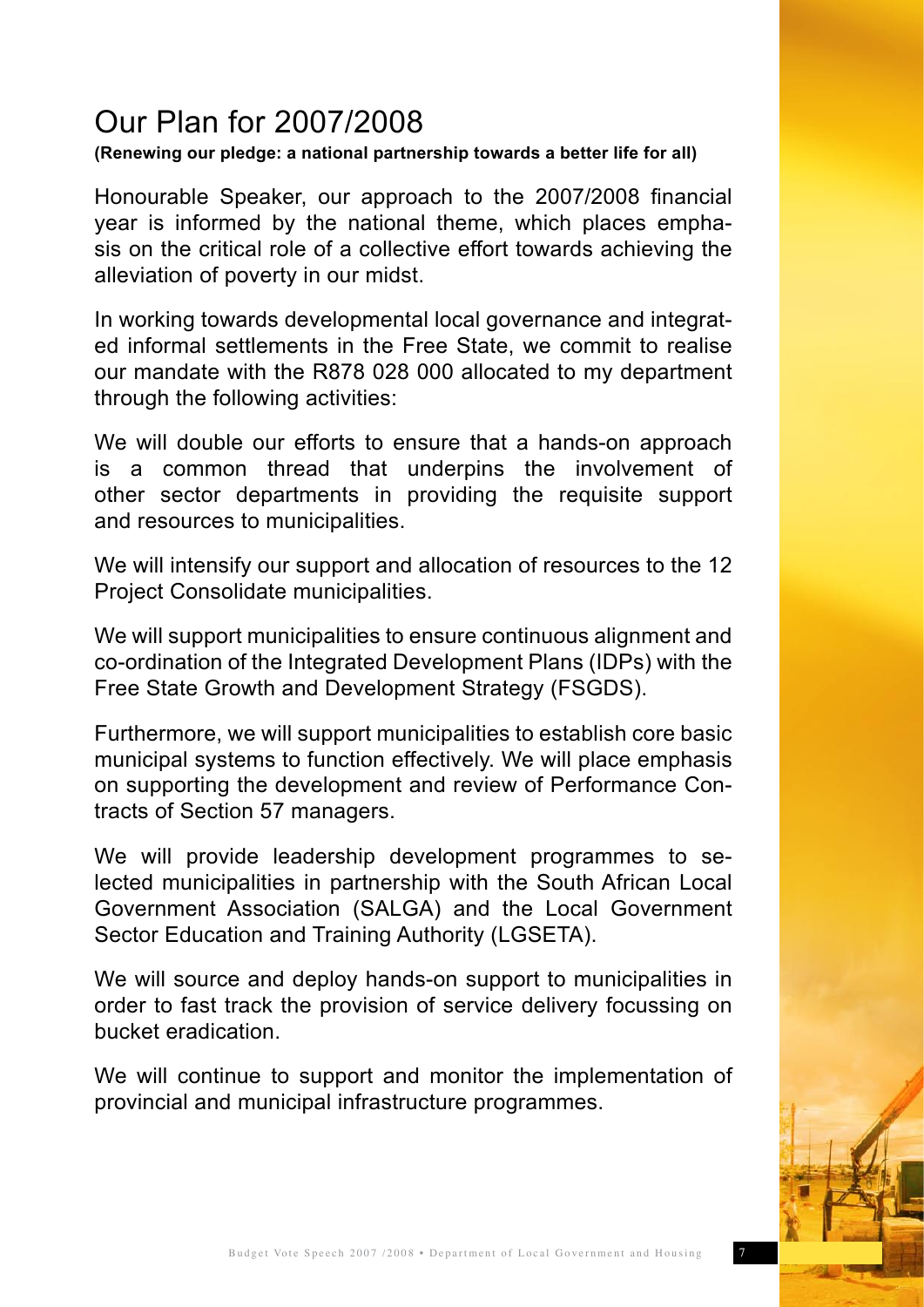# Our Plan for 2007/2008

**(Renewing our pledge: a national partnership towards a better life for all)**

Honourable Speaker, our approach to the 2007/2008 financial year is informed by the national theme, which places emphasis on the critical role of a collective effort towards achieving the alleviation of poverty in our midst.

In working towards developmental local governance and integrated informal settlements in the Free State, we commit to realise our mandate with the R878 028 000 allocated to my department through the following activities:

We will double our efforts to ensure that a hands-on approach is a common thread that underpins the involvement of other sector departments in providing the requisite support and resources to municipalities.

We will intensify our support and allocation of resources to the 12 Project Consolidate municipalities.

We will support municipalities to ensure continuous alignment and co-ordination of the Integrated Development Plans (IDPs) with the Free State Growth and Development Strategy (FSGDS).

Furthermore, we will support municipalities to establish core basic municipal systems to function effectively. We will place emphasis on supporting the development and review of Performance Contracts of Section 57 managers.

We will provide leadership development programmes to selected municipalities in partnership with the South African Local Government Association (SALGA) and the Local Government Sector Education and Training Authority (LGSETA).

We will source and deploy hands-on support to municipalities in order to fast track the provision of service delivery focussing on bucket eradication.

We will continue to support and monitor the implementation of provincial and municipal infrastructure programmes.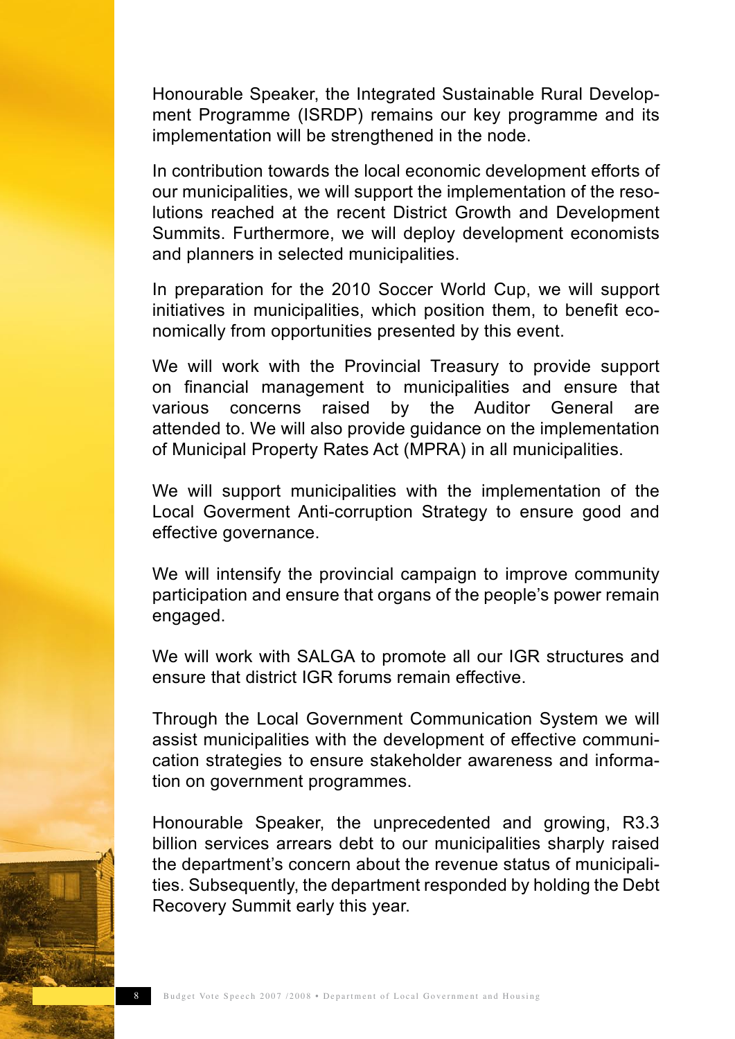Honourable Speaker, the Integrated Sustainable Rural Development Programme (ISRDP) remains our key programme and its implementation will be strengthened in the node.

In contribution towards the local economic development efforts of our municipalities, we will support the implementation of the resolutions reached at the recent District Growth and Development Summits. Furthermore, we will deploy development economists and planners in selected municipalities.

In preparation for the 2010 Soccer World Cup, we will support initiatives in municipalities, which position them, to benefit economically from opportunities presented by this event.

We will work with the Provincial Treasury to provide support on financial management to municipalities and ensure that various concerns raised by the Auditor General are attended to. We will also provide guidance on the implementation of Municipal Property Rates Act (MPRA) in all municipalities.

We will support municipalities with the implementation of the Local Goverment Anti-corruption Strategy to ensure good and effective governance.

We will intensify the provincial campaign to improve community participation and ensure that organs of the people's power remain engaged.

We will work with SALGA to promote all our IGR structures and ensure that district IGR forums remain effective.

Through the Local Government Communication System we will assist municipalities with the development of effective communication strategies to ensure stakeholder awareness and information on government programmes.

Honourable Speaker, the unprecedented and growing, R3.3 billion services arrears debt to our municipalities sharply raised the department's concern about the revenue status of municipalities. Subsequently, the department responded by holding the Debt Recovery Summit early this year.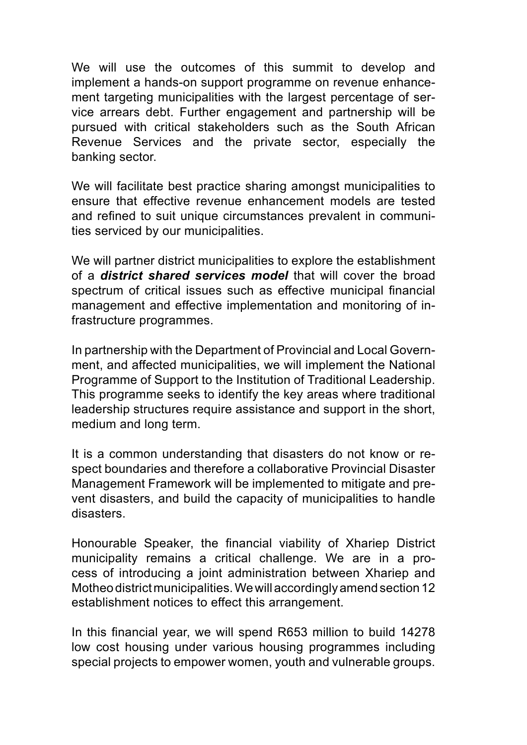We will use the outcomes of this summit to develop and implement a hands-on support programme on revenue enhancement targeting municipalities with the largest percentage of service arrears debt. Further engagement and partnership will be pursued with critical stakeholders such as the South African Revenue Services and the private sector, especially the banking sector.

We will facilitate best practice sharing amongst municipalities to ensure that effective revenue enhancement models are tested and refined to suit unique circumstances prevalent in communities serviced by our municipalities.

We will partner district municipalities to explore the establishment of a ***district shared services model*** that will cover the broad spectrum of critical issues such as effective municipal financial management and effective implementation and monitoring of infrastructure programmes.

In partnership with the Department of Provincial and Local Government, and affected municipalities, we will implement the National Programme of Support to the Institution of Traditional Leadership. This programme seeks to identify the key areas where traditional leadership structures require assistance and support in the short, medium and long term.

It is a common understanding that disasters do not know or respect boundaries and therefore a collaborative Provincial Disaster Management Framework will be implemented to mitigate and prevent disasters, and build the capacity of municipalities to handle disasters.

Honourable Speaker, the financial viability of Xhariep District municipality remains a critical challenge. We are in a process of introducing a joint administration between Xhariep and Motheo district municipalities. We will accordingly amend section 12 establishment notices to effect this arrangement.

In this financial year, we will spend R653 million to build 14278 low cost housing under various housing programmes including special projects to empower women, youth and vulnerable groups.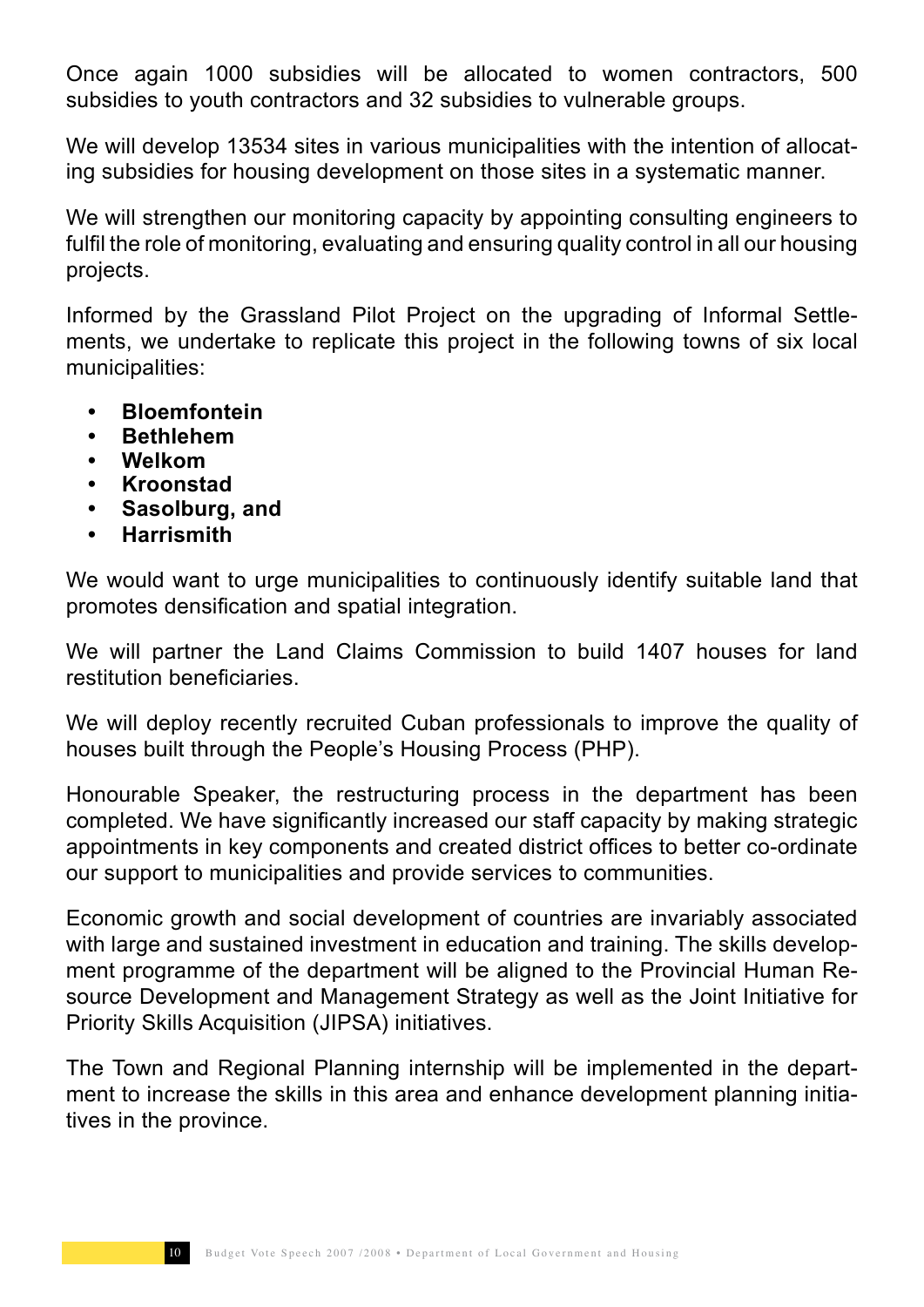Once again 1000 subsidies will be allocated to women contractors, 500 subsidies to youth contractors and 32 subsidies to vulnerable groups.

We will develop 13534 sites in various municipalities with the intention of allocating subsidies for housing development on those sites in a systematic manner.

We will strengthen our monitoring capacity by appointing consulting engineers to fulfil the role of monitoring, evaluating and ensuring quality control in all our housing projects.

Informed by the Grassland Pilot Project on the upgrading of Informal Settlements, we undertake to replicate this project in the following towns of six local municipalities:

- **Bloemfontein**
- **Bethlehem**
- **Welkom**
- **Kroonstad**
- **Sasolburg, and**
- **Harrismith**

We would want to urge municipalities to continuously identify suitable land that promotes densification and spatial integration.

We will partner the Land Claims Commission to build 1407 houses for land restitution beneficiaries.

We will deploy recently recruited Cuban professionals to improve the quality of houses built through the People's Housing Process (PHP).

Honourable Speaker, the restructuring process in the department has been completed. We have significantly increased our staff capacity by making strategic appointments in key components and created district offices to better co-ordinate our support to municipalities and provide services to communities.

Economic growth and social development of countries are invariably associated with large and sustained investment in education and training. The skills development programme of the department will be aligned to the Provincial Human Resource Development and Management Strategy as well as the Joint Initiative for Priority Skills Acquisition (JIPSA) initiatives.

The Town and Regional Planning internship will be implemented in the department to increase the skills in this area and enhance development planning initiatives in the province.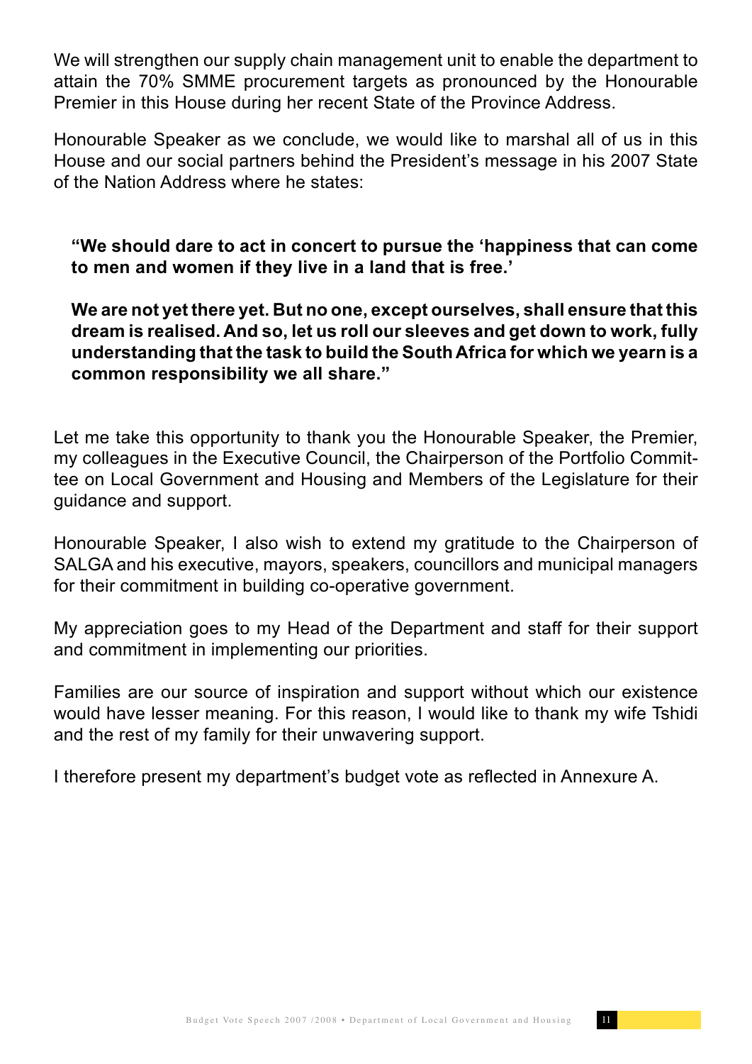We will strengthen our supply chain management unit to enable the department to attain the 70% SMME procurement targets as pronounced by the Honourable Premier in this House during her recent State of the Province Address.

Honourable Speaker as we conclude, we would like to marshal all of us in this House and our social partners behind the President's message in his 2007 State of the Nation Address where he states:

> **"We should dare to act in concert to pursue the 'happiness that can come to men and women if they live in a land that is free.'**
>
> **We are not yet there yet. But no one, except ourselves, shall ensure that this dream is realised. And so, let us roll our sleeves and get down to work, fully understanding that the task to build the South Africa for which we yearn is a common responsibility we all share."**

Let me take this opportunity to thank you the Honourable Speaker, the Premier, my colleagues in the Executive Council, the Chairperson of the Portfolio Committee on Local Government and Housing and Members of the Legislature for their guidance and support.

Honourable Speaker, I also wish to extend my gratitude to the Chairperson of SALGA and his executive, mayors, speakers, councillors and municipal managers for their commitment in building co-operative government.

My appreciation goes to my Head of the Department and staff for their support and commitment in implementing our priorities.

Families are our source of inspiration and support without which our existence would have lesser meaning. For this reason, I would like to thank my wife Tshidi and the rest of my family for their unwavering support.

I therefore present my department's budget vote as reflected in Annexure A.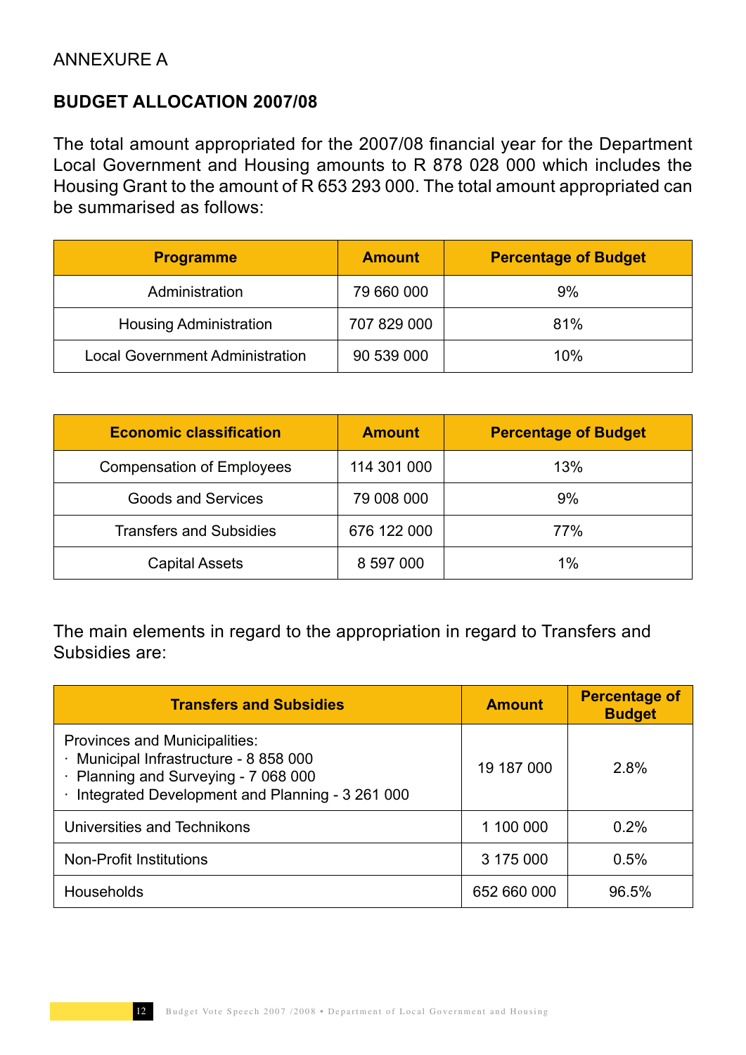ANNEXURE A

## BUDGET ALLOCATION 2007/08

The total amount appropriated for the 2007/08 financial year for the Department Local Government and Housing amounts to R 878 028 000 which includes the Housing Grant to the amount of R 653 293 000. The total amount appropriated can be summarised as follows:

| Programme | Amount | Percentage of Budget |
|---|---|---|
| Administration | 79 660 000 | 9% |
| Housing Administration | 707 829 000 | 81% |
| Local Government Administration | 90 539 000 | 10% |

| Economic classification | Amount | Percentage of Budget |
|---|---|---|
| Compensation of Employees | 114 301 000 | 13% |
| Goods and Services | 79 008 000 | 9% |
| Transfers and Subsidies | 676 122 000 | 77% |
| Capital Assets | 8 597 000 | 1% |

The main elements in regard to the appropriation in regard to Transfers and Subsidies are:

| Transfers and Subsidies | Amount | Percentage of Budget |
|---|---|---|
| Provinces and Municipalities:<br>· Municipal Infrastructure - 8 858 000<br>· Planning and Surveying - 7 068 000<br>· Integrated Development and Planning - 3 261 000 | 19 187 000 | 2.8% |
| Universities and Technikons | 1 100 000 | 0.2% |
| Non-Profit Institutions | 3 175 000 | 0.5% |
| Households | 652 660 000 | 96.5% |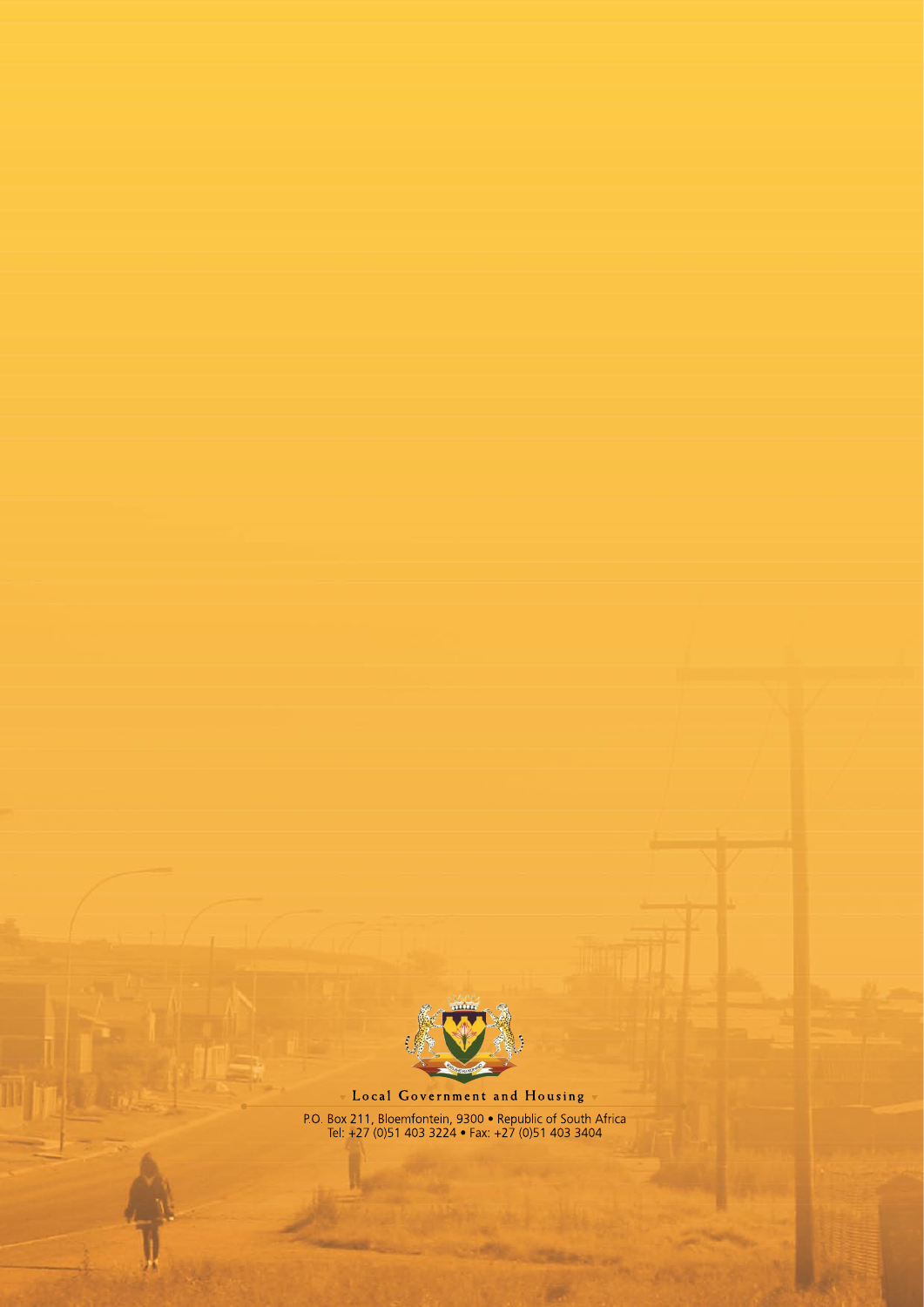Local Government and Housing

P.O. Box 211, Bloemfontein, 9300 • Republic of South Africa
Tel: +27 (0)51 403 3224 • Fax: +27 (0)51 403 3404